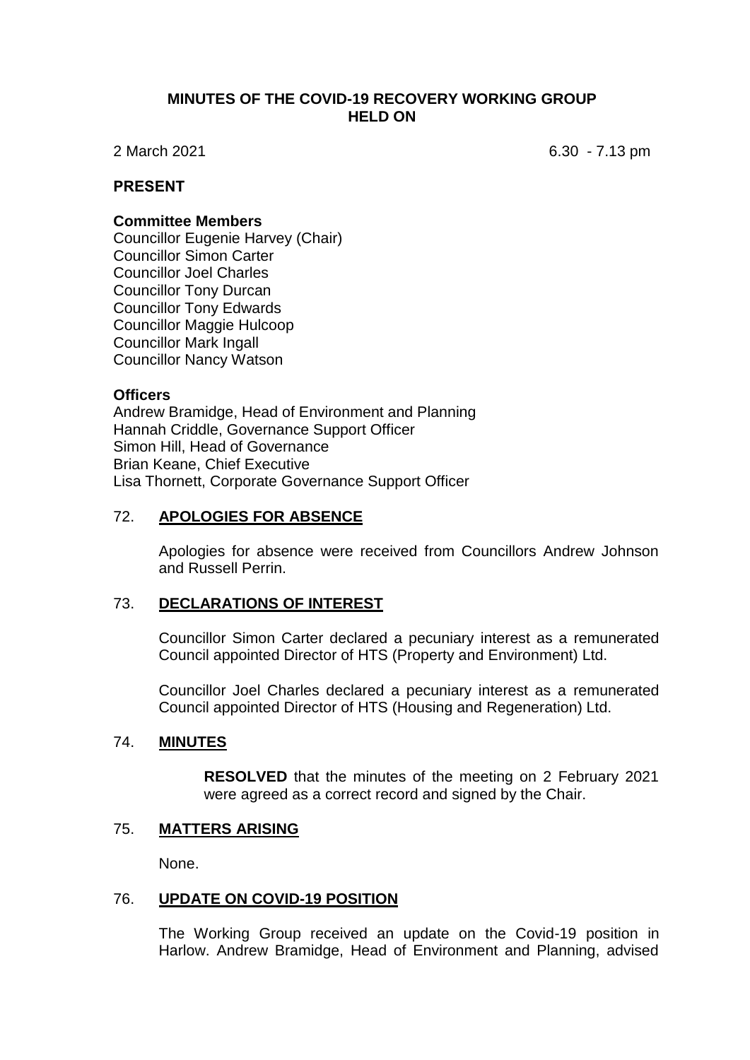# MINUTES OF THE COVID-19 RECOVERY WORKING GROUP HELD ON

2 March 2021 6.30 - 7.13 pm

## PRESENT

### Committee Members

Councillor Eugenie Harvey (Chair)
Councillor Simon Carter
Councillor Joel Charles
Councillor Tony Durcan
Councillor Tony Edwards
Councillor Maggie Hulcoop
Councillor Mark Ingall
Councillor Nancy Watson

### Officers

Andrew Bramidge, Head of Environment and Planning
Hannah Criddle, Governance Support Officer
Simon Hill, Head of Governance
Brian Keane, Chief Executive
Lisa Thornett, Corporate Governance Support Officer

## 72. APOLOGIES FOR ABSENCE

Apologies for absence were received from Councillors Andrew Johnson and Russell Perrin.

## 73. DECLARATIONS OF INTEREST

Councillor Simon Carter declared a pecuniary interest as a remunerated Council appointed Director of HTS (Property and Environment) Ltd.

Councillor Joel Charles declared a pecuniary interest as a remunerated Council appointed Director of HTS (Housing and Regeneration) Ltd.

## 74. MINUTES

**RESOLVED** that the minutes of the meeting on 2 February 2021 were agreed as a correct record and signed by the Chair.

## 75. MATTERS ARISING

None.

## 76. UPDATE ON COVID-19 POSITION

The Working Group received an update on the Covid-19 position in Harlow. Andrew Bramidge, Head of Environment and Planning, advised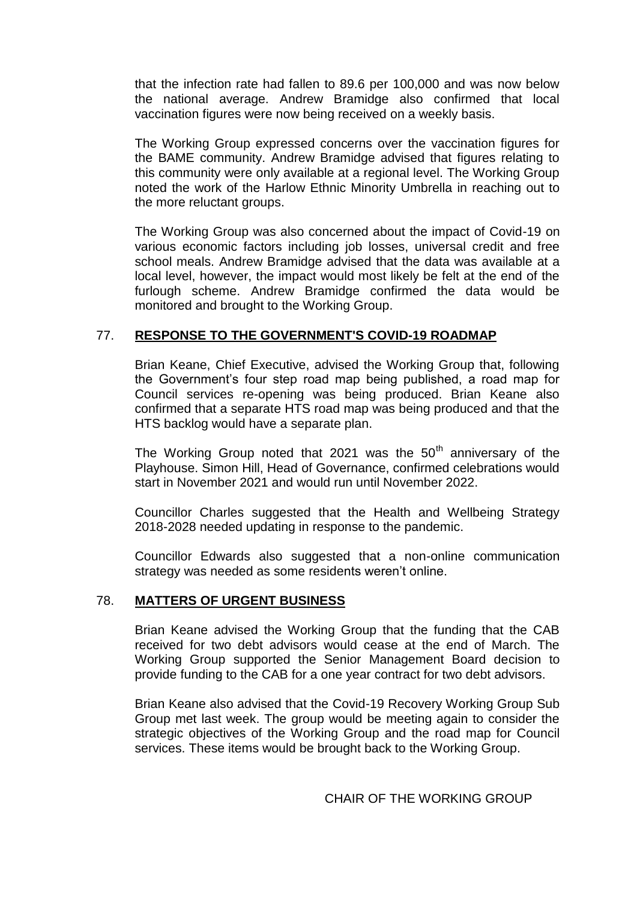that the infection rate had fallen to 89.6 per 100,000 and was now below the national average. Andrew Bramidge also confirmed that local vaccination figures were now being received on a weekly basis.

The Working Group expressed concerns over the vaccination figures for the BAME community. Andrew Bramidge advised that figures relating to this community were only available at a regional level. The Working Group noted the work of the Harlow Ethnic Minority Umbrella in reaching out to the more reluctant groups.

The Working Group was also concerned about the impact of Covid-19 on various economic factors including job losses, universal credit and free school meals. Andrew Bramidge advised that the data was available at a local level, however, the impact would most likely be felt at the end of the furlough scheme. Andrew Bramidge confirmed the data would be monitored and brought to the Working Group.

## 77. **RESPONSE TO THE GOVERNMENT'S COVID-19 ROADMAP**

Brian Keane, Chief Executive, advised the Working Group that, following the Government's four step road map being published, a road map for Council services re-opening was being produced. Brian Keane also confirmed that a separate HTS road map was being produced and that the HTS backlog would have a separate plan.

The Working Group noted that 2021 was the 50th anniversary of the Playhouse. Simon Hill, Head of Governance, confirmed celebrations would start in November 2021 and would run until November 2022.

Councillor Charles suggested that the Health and Wellbeing Strategy 2018-2028 needed updating in response to the pandemic.

Councillor Edwards also suggested that a non-online communication strategy was needed as some residents weren't online.

## 78. **MATTERS OF URGENT BUSINESS**

Brian Keane advised the Working Group that the funding that the CAB received for two debt advisors would cease at the end of March. The Working Group supported the Senior Management Board decision to provide funding to the CAB for a one year contract for two debt advisors.

Brian Keane also advised that the Covid-19 Recovery Working Group Sub Group met last week. The group would be meeting again to consider the strategic objectives of the Working Group and the road map for Council services. These items would be brought back to the Working Group.

CHAIR OF THE WORKING GROUP